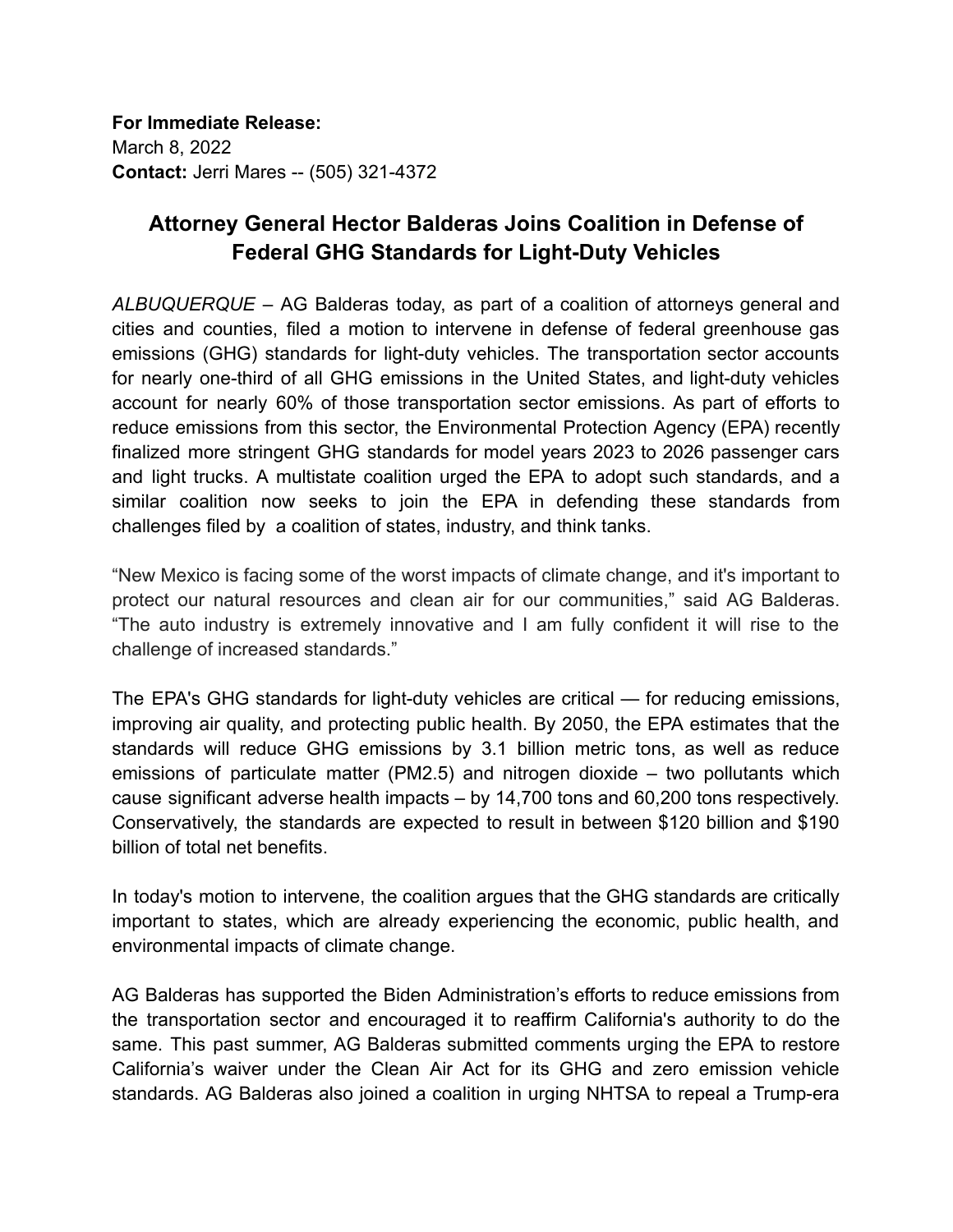**For Immediate Release:**
March 8, 2022
**Contact:** Jerri Mares -- (505) 321-4372

# Attorney General Hector Balderas Joins Coalition in Defense of Federal GHG Standards for Light-Duty Vehicles

*ALBUQUERQUE* – AG Balderas today, as part of a coalition of attorneys general and cities and counties, filed a motion to intervene in defense of federal greenhouse gas emissions (GHG) standards for light-duty vehicles. The transportation sector accounts for nearly one-third of all GHG emissions in the United States, and light-duty vehicles account for nearly 60% of those transportation sector emissions. As part of efforts to reduce emissions from this sector, the Environmental Protection Agency (EPA) recently finalized more stringent GHG standards for model years 2023 to 2026 passenger cars and light trucks. A multistate coalition urged the EPA to adopt such standards, and a similar coalition now seeks to join the EPA in defending these standards from challenges filed by a coalition of states, industry, and think tanks.

"New Mexico is facing some of the worst impacts of climate change, and it's important to protect our natural resources and clean air for our communities," said AG Balderas. "The auto industry is extremely innovative and I am fully confident it will rise to the challenge of increased standards."

The EPA's GHG standards for light-duty vehicles are critical — for reducing emissions, improving air quality, and protecting public health. By 2050, the EPA estimates that the standards will reduce GHG emissions by 3.1 billion metric tons, as well as reduce emissions of particulate matter (PM2.5) and nitrogen dioxide – two pollutants which cause significant adverse health impacts – by 14,700 tons and 60,200 tons respectively. Conservatively, the standards are expected to result in between $120 billion and $190 billion of total net benefits.

In today's motion to intervene, the coalition argues that the GHG standards are critically important to states, which are already experiencing the economic, public health, and environmental impacts of climate change.

AG Balderas has supported the Biden Administration's efforts to reduce emissions from the transportation sector and encouraged it to reaffirm California's authority to do the same. This past summer, AG Balderas submitted comments urging the EPA to restore California's waiver under the Clean Air Act for its GHG and zero emission vehicle standards. AG Balderas also joined a coalition in urging NHTSA to repeal a Trump-era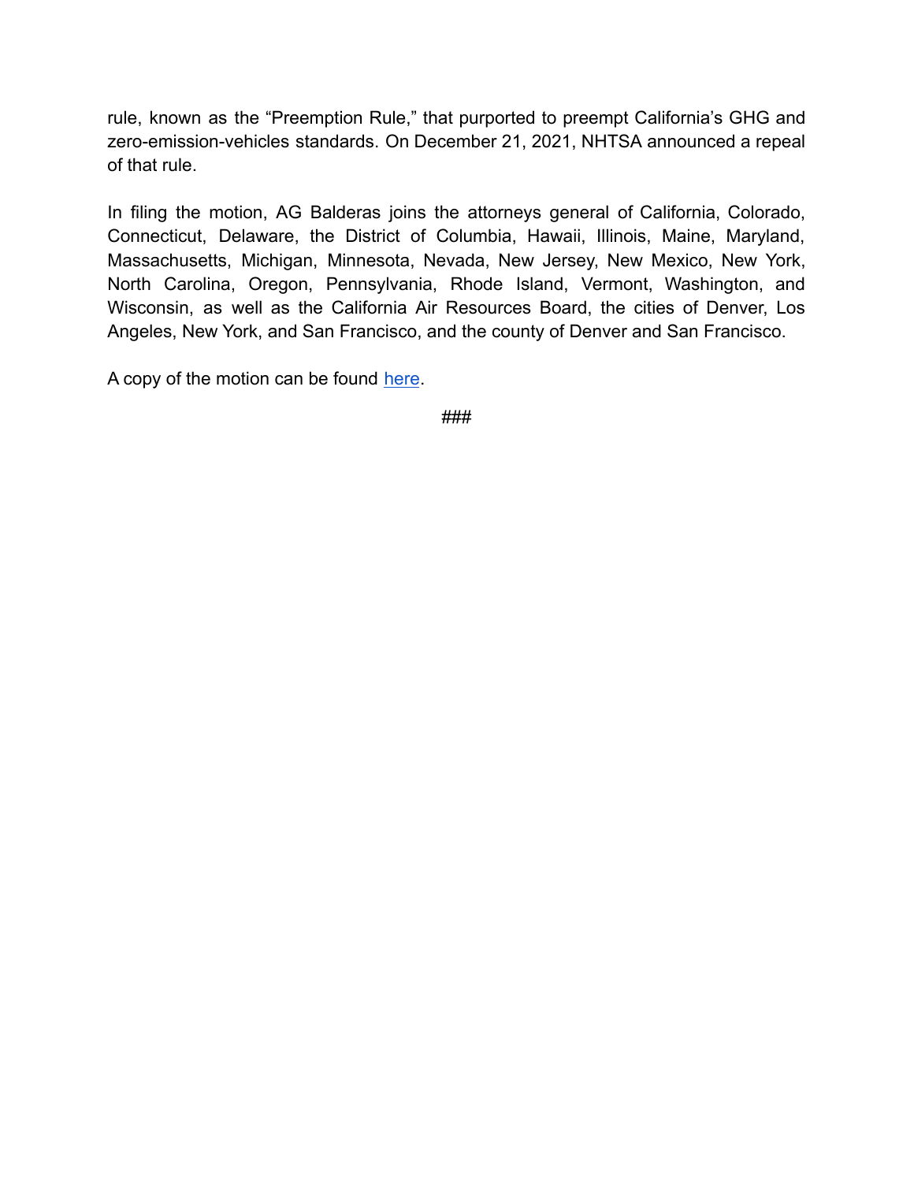rule, known as the "Preemption Rule," that purported to preempt California's GHG and zero-emission-vehicles standards. On December 21, 2021, NHTSA announced a repeal of that rule.

In filing the motion, AG Balderas joins the attorneys general of California, Colorado, Connecticut, Delaware, the District of Columbia, Hawaii, Illinois, Maine, Maryland, Massachusetts, Michigan, Minnesota, Nevada, New Jersey, New Mexico, New York, North Carolina, Oregon, Pennsylvania, Rhode Island, Vermont, Washington, and Wisconsin, as well as the California Air Resources Board, the cities of Denver, Los Angeles, New York, and San Francisco, and the county of Denver and San Francisco.

A copy of the motion can be found here.

###